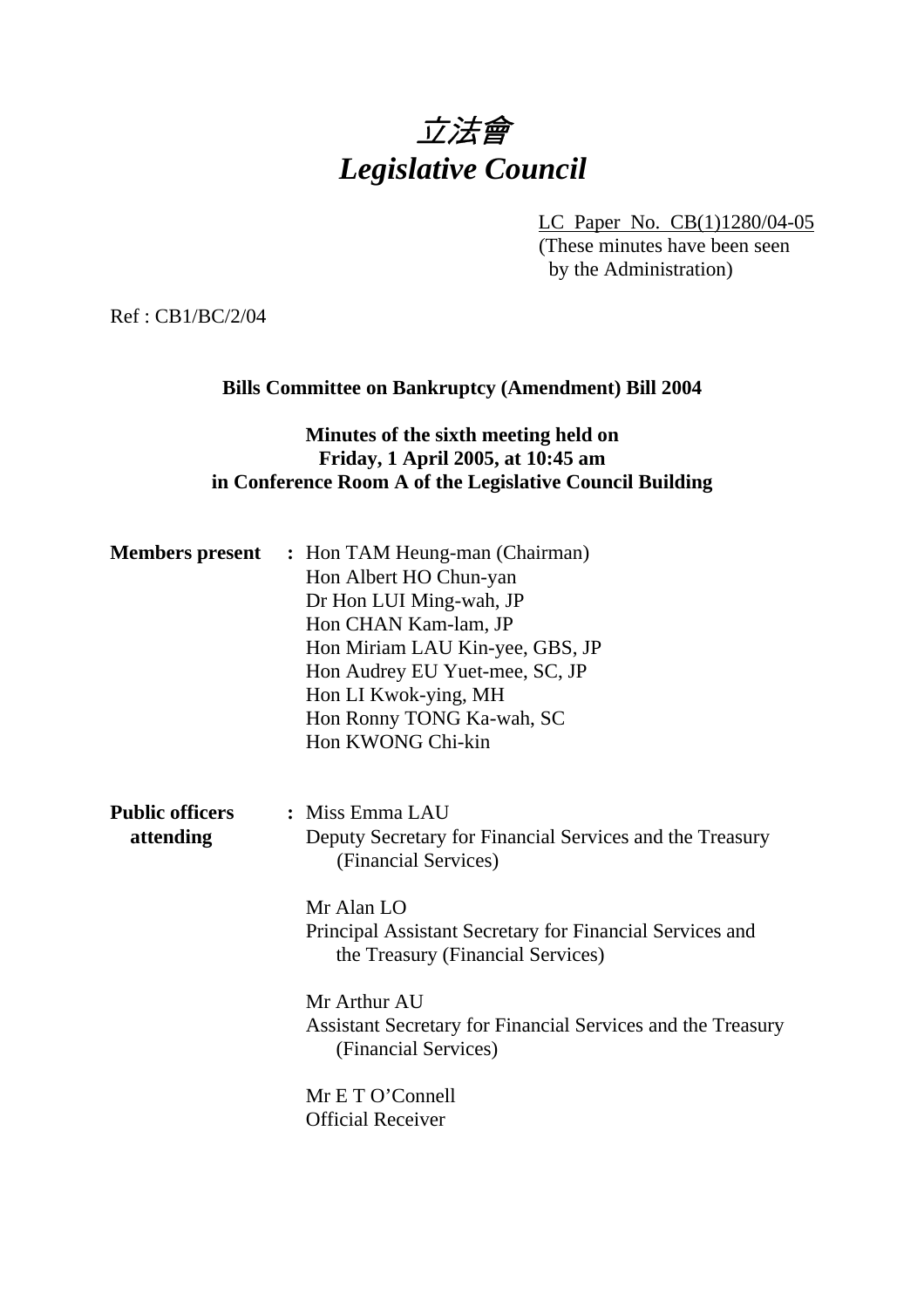# *立法會*
# *Legislative Council*

LC Paper No. CB(1)1280/04-05
(These minutes have been seen by the Administration)

Ref : CB1/BC/2/04

**Bills Committee on Bankruptcy (Amendment) Bill 2004**

**Minutes of the sixth meeting held on**
**Friday, 1 April 2005, at 10:45 am**
**in Conference Room A of the Legislative Council Building**

**Members present :** Hon TAM Heung-man (Chairman)
Hon Albert HO Chun-yan
Dr Hon LUI Ming-wah, JP
Hon CHAN Kam-lam, JP
Hon Miriam LAU Kin-yee, GBS, JP
Hon Audrey EU Yuet-mee, SC, JP
Hon LI Kwok-ying, MH
Hon Ronny TONG Ka-wah, SC
Hon KWONG Chi-kin

**Public officers attending :** Miss Emma LAU
Deputy Secretary for Financial Services and the Treasury (Financial Services)

Mr Alan LO
Principal Assistant Secretary for Financial Services and the Treasury (Financial Services)

Mr Arthur AU
Assistant Secretary for Financial Services and the Treasury (Financial Services)

Mr E T O'Connell
Official Receiver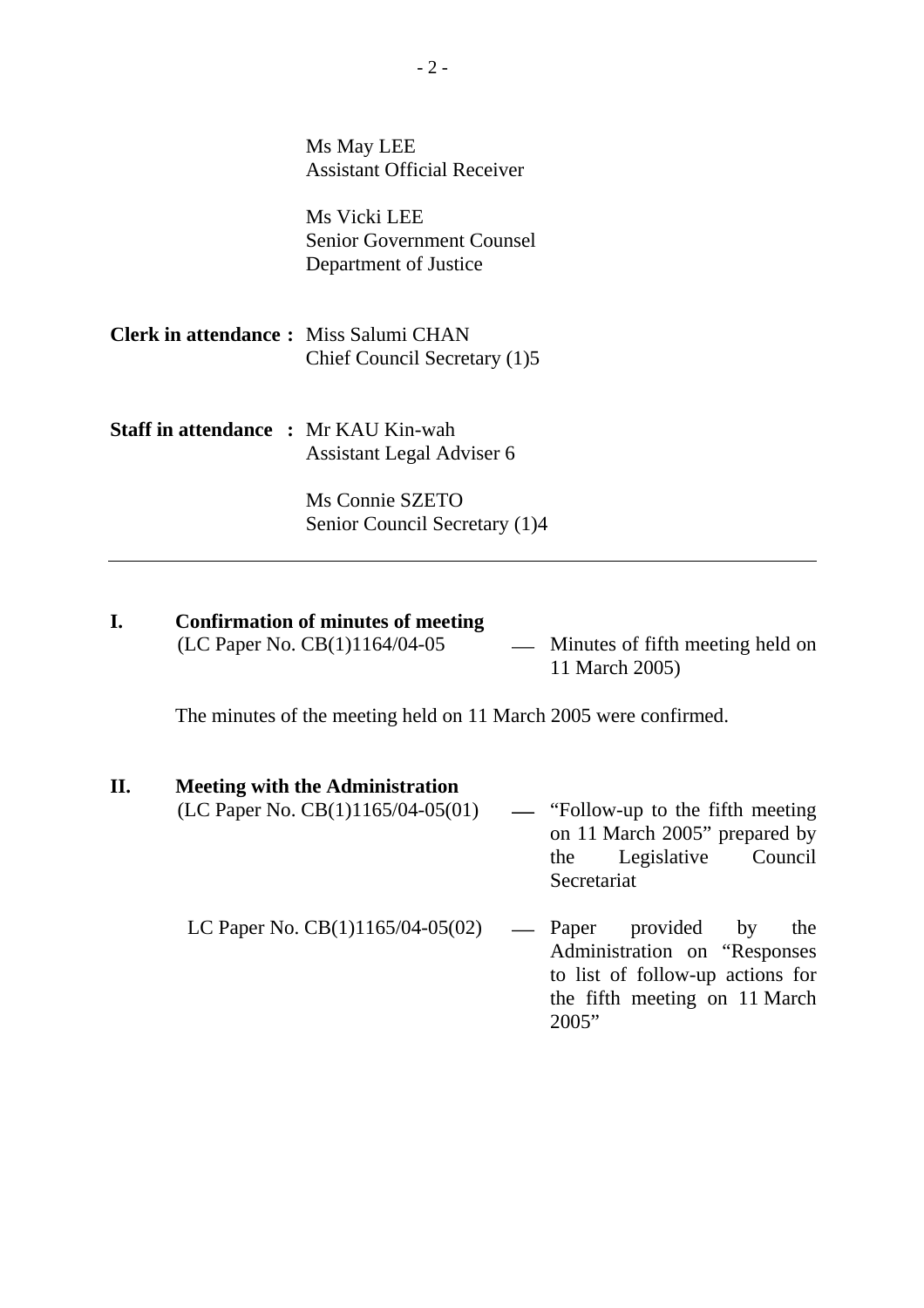Ms May LEE
Assistant Official Receiver

Ms Vicki LEE
Senior Government Counsel
Department of Justice

**Clerk in attendance :** Miss Salumi CHAN
Chief Council Secretary (1)5

**Staff in attendance :** Mr KAU Kin-wah
Assistant Legal Adviser 6

Ms Connie SZETO
Senior Council Secretary (1)4

---

**I. Confirmation of minutes of meeting**

(LC Paper No. CB(1)1164/04-05 — Minutes of fifth meeting held on 11 March 2005)

The minutes of the meeting held on 11 March 2005 were confirmed.

**II. Meeting with the Administration**

(LC Paper No. CB(1)1165/04-05(01) — "Follow-up to the fifth meeting on 11 March 2005" prepared by the Legislative Council Secretariat

LC Paper No. CB(1)1165/04-05(02) — Paper provided by the Administration on "Responses to list of follow-up actions for the fifth meeting on 11 March 2005"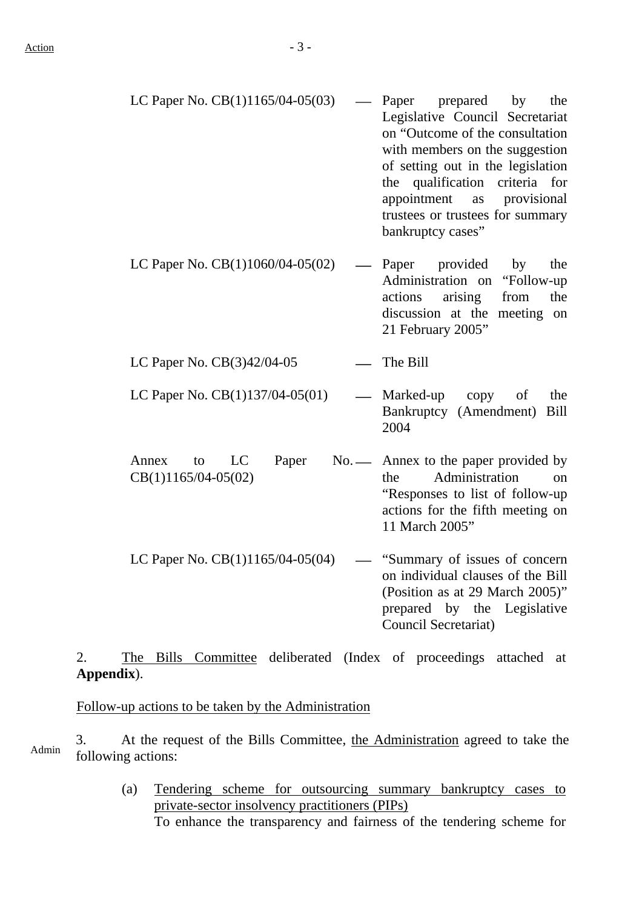LC Paper No. CB(1)1165/04-05(03) — Paper prepared by the Legislative Council Secretariat on "Outcome of the consultation with members on the suggestion of setting out in the legislation the qualification criteria for appointment as provisional trustees or trustees for summary bankruptcy cases"

LC Paper No. CB(1)1060/04-05(02) — Paper provided by the Administration on "Follow-up actions arising from the discussion at the meeting on 21 February 2005"

LC Paper No. CB(3)42/04-05 — The Bill

LC Paper No. CB(1)137/04-05(01) — Marked-up copy of the Bankruptcy (Amendment) Bill 2004

Annex to LC Paper No. CB(1)1165/04-05(02) — Annex to the paper provided by the Administration on "Responses to list of follow-up actions for the fifth meeting on 11 March 2005"

LC Paper No. CB(1)1165/04-05(04) — "Summary of issues of concern on individual clauses of the Bill (Position as at 29 March 2005)" prepared by the Legislative Council Secretariat)

2. The Bills Committee deliberated (Index of proceedings attached at **Appendix**).

Follow-up actions to be taken by the Administration

Admin

3. At the request of the Bills Committee, the Administration agreed to take the following actions:

(a) Tendering scheme for outsourcing summary bankruptcy cases to private-sector insolvency practitioners (PIPs)
To enhance the transparency and fairness of the tendering scheme for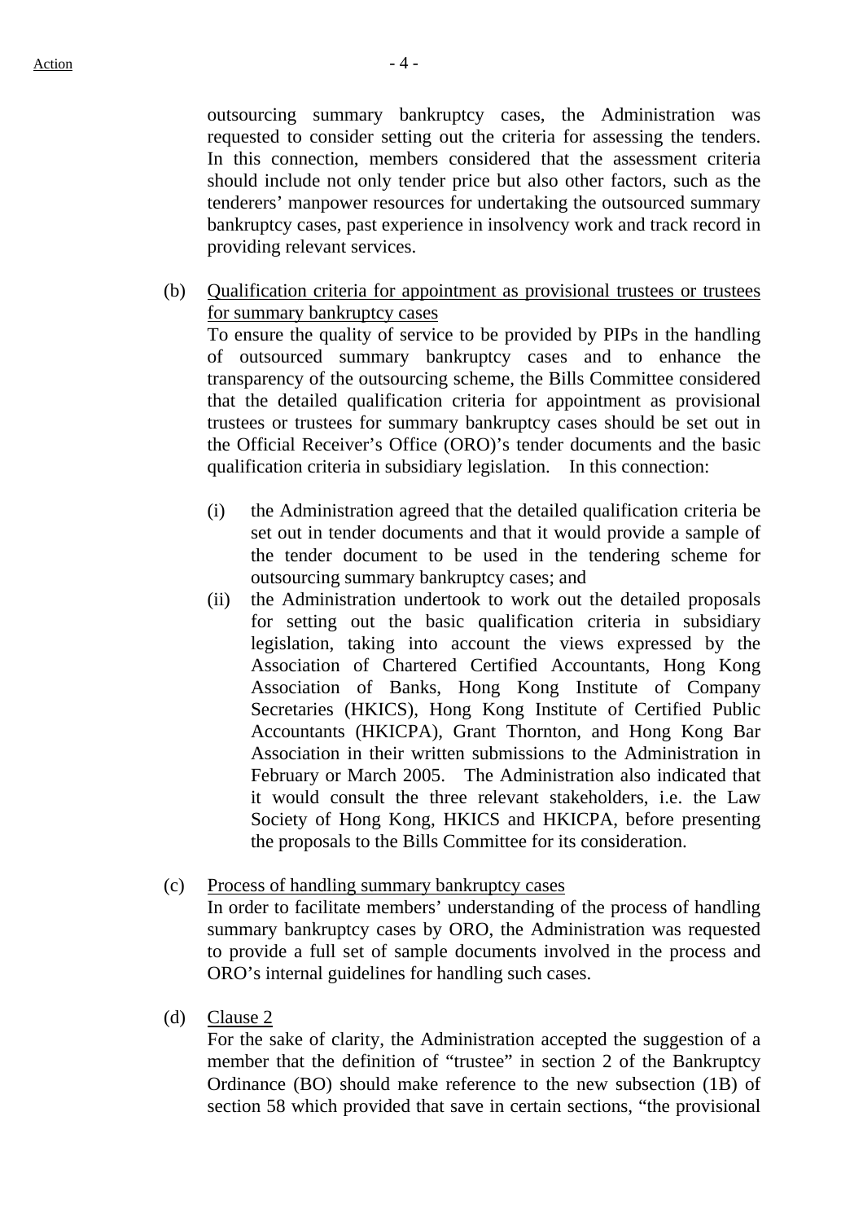outsourcing summary bankruptcy cases, the Administration was requested to consider setting out the criteria for assessing the tenders. In this connection, members considered that the assessment criteria should include not only tender price but also other factors, such as the tenderers' manpower resources for undertaking the outsourced summary bankruptcy cases, past experience in insolvency work and track record in providing relevant services.

(b) Qualification criteria for appointment as provisional trustees or trustees for summary bankruptcy cases

To ensure the quality of service to be provided by PIPs in the handling of outsourced summary bankruptcy cases and to enhance the transparency of the outsourcing scheme, the Bills Committee considered that the detailed qualification criteria for appointment as provisional trustees or trustees for summary bankruptcy cases should be set out in the Official Receiver's Office (ORO)'s tender documents and the basic qualification criteria in subsidiary legislation. In this connection:

(i) the Administration agreed that the detailed qualification criteria be set out in tender documents and that it would provide a sample of the tender document to be used in the tendering scheme for outsourcing summary bankruptcy cases; and

(ii) the Administration undertook to work out the detailed proposals for setting out the basic qualification criteria in subsidiary legislation, taking into account the views expressed by the Association of Chartered Certified Accountants, Hong Kong Association of Banks, Hong Kong Institute of Company Secretaries (HKICS), Hong Kong Institute of Certified Public Accountants (HKICPA), Grant Thornton, and Hong Kong Bar Association in their written submissions to the Administration in February or March 2005. The Administration also indicated that it would consult the three relevant stakeholders, i.e. the Law Society of Hong Kong, HKICS and HKICPA, before presenting the proposals to the Bills Committee for its consideration.

(c) Process of handling summary bankruptcy cases

In order to facilitate members' understanding of the process of handling summary bankruptcy cases by ORO, the Administration was requested to provide a full set of sample documents involved in the process and ORO's internal guidelines for handling such cases.

(d) Clause 2

For the sake of clarity, the Administration accepted the suggestion of a member that the definition of "trustee" in section 2 of the Bankruptcy Ordinance (BO) should make reference to the new subsection (1B) of section 58 which provided that save in certain sections, "the provisional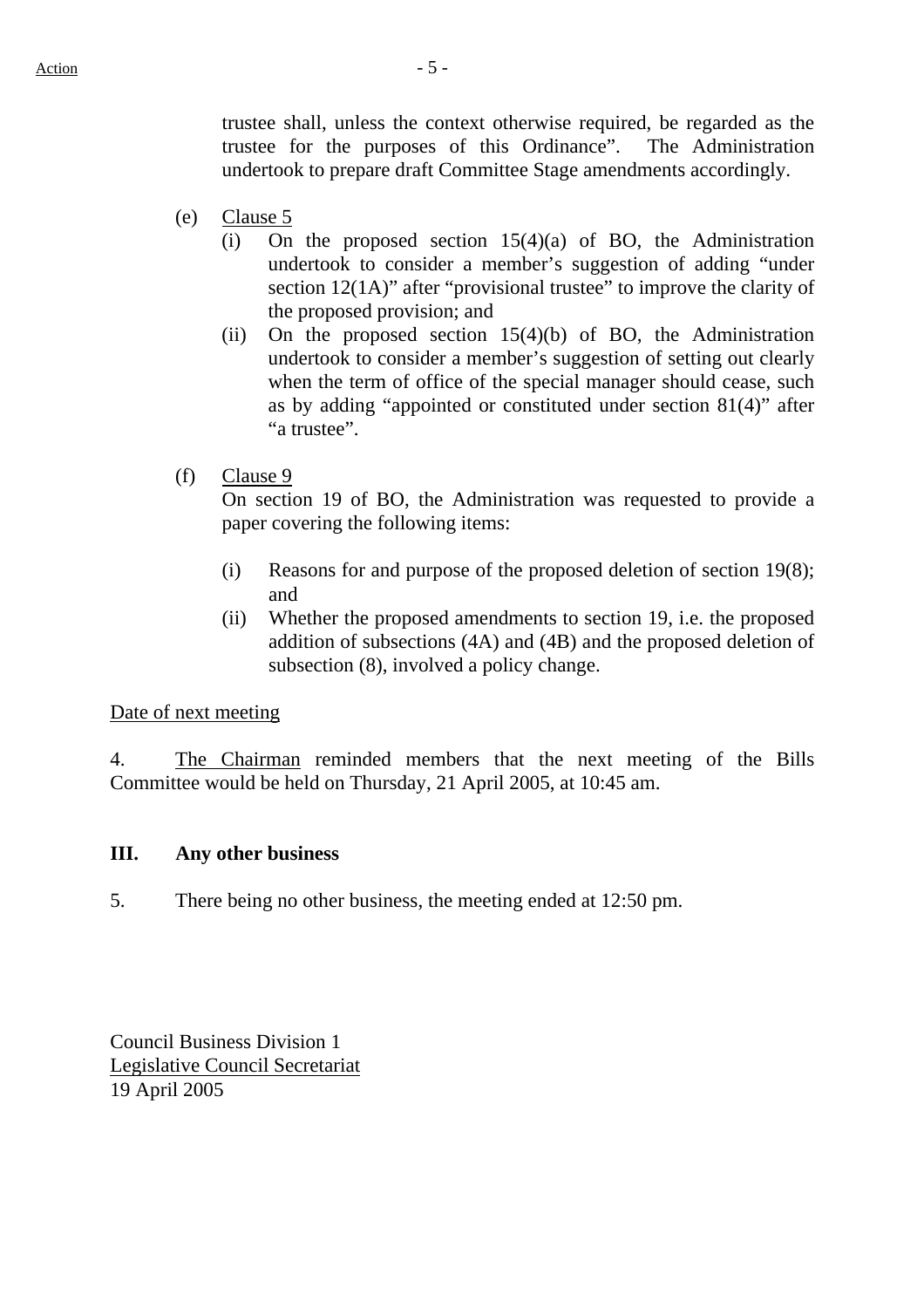trustee shall, unless the context otherwise required, be regarded as the trustee for the purposes of this Ordinance". The Administration undertook to prepare draft Committee Stage amendments accordingly.

(e) Clause 5
   (i) On the proposed section 15(4)(a) of BO, the Administration undertook to consider a member's suggestion of adding "under section 12(1A)" after "provisional trustee" to improve the clarity of the proposed provision; and
   (ii) On the proposed section 15(4)(b) of BO, the Administration undertook to consider a member's suggestion of setting out clearly when the term of office of the special manager should cease, such as by adding "appointed or constituted under section 81(4)" after "a trustee".

(f) Clause 9
   On section 19 of BO, the Administration was requested to provide a paper covering the following items:

   (i) Reasons for and purpose of the proposed deletion of section 19(8); and
   (ii) Whether the proposed amendments to section 19, i.e. the proposed addition of subsections (4A) and (4B) and the proposed deletion of subsection (8), involved a policy change.

Date of next meeting

4. The Chairman reminded members that the next meeting of the Bills Committee would be held on Thursday, 21 April 2005, at 10:45 am.

**III. Any other business**

5. There being no other business, the meeting ended at 12:50 pm.

Council Business Division 1
Legislative Council Secretariat
19 April 2005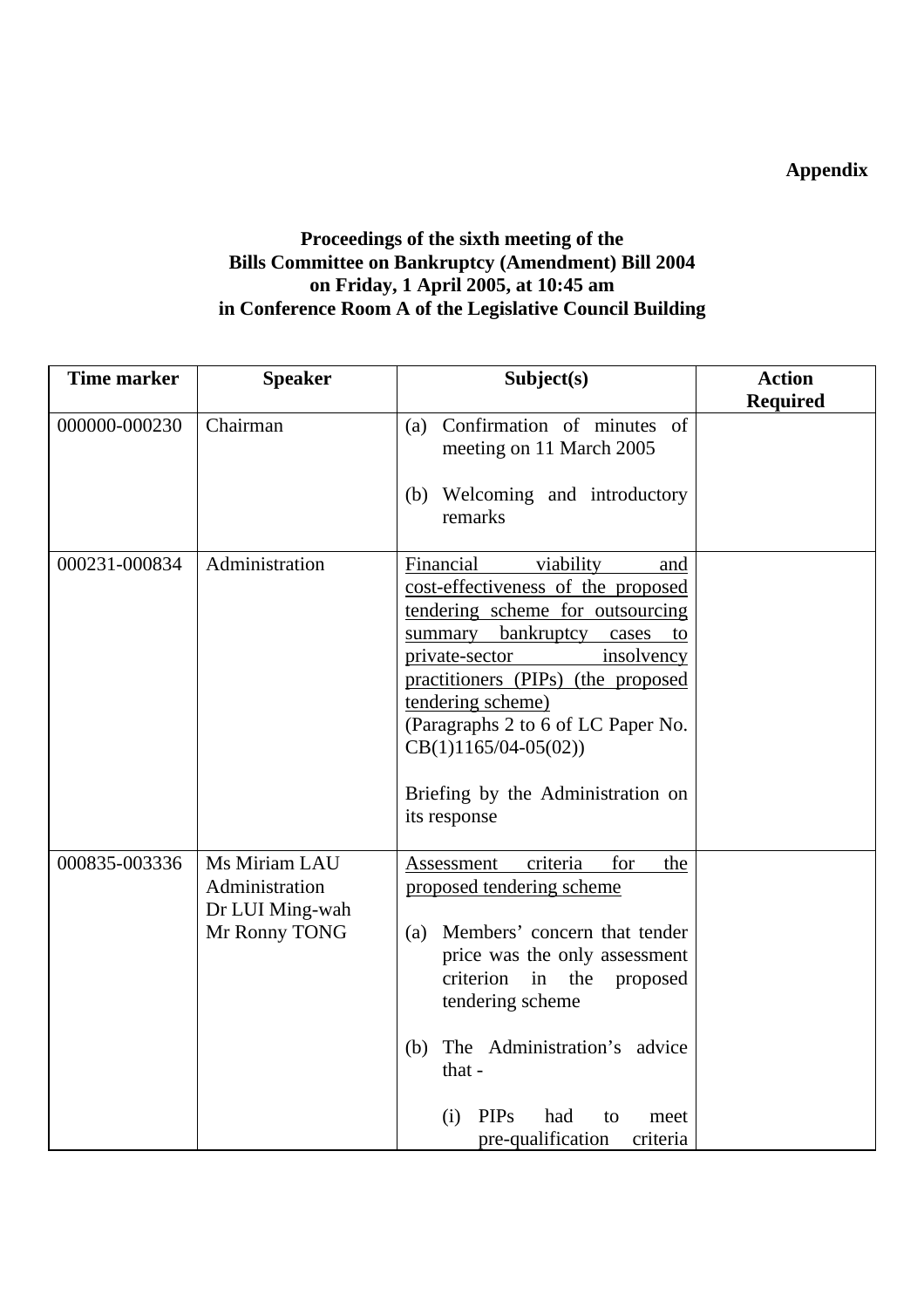**Appendix**

**Proceedings of the sixth meeting of the Bills Committee on Bankruptcy (Amendment) Bill 2004 on Friday, 1 April 2005, at 10:45 am in Conference Room A of the Legislative Council Building**

| Time marker | Speaker | Subject(s) | Action Required |
|---|---|---|---|
| 000000-000230 | Chairman | (a) Confirmation of minutes of meeting on 11 March 2005<br><br>(b) Welcoming and introductory remarks | |
| 000231-000834 | Administration | Financial viability and cost-effectiveness of the proposed tendering scheme for outsourcing summary bankruptcy cases to private-sector insolvency practitioners (PIPs) (the proposed tendering scheme)<br>(Paragraphs 2 to 6 of LC Paper No. CB(1)1165/04-05(02))<br><br>Briefing by the Administration on its response | |
| 000835-003336 | Ms Miriam LAU<br>Administration<br>Dr LUI Ming-wah<br>Mr Ronny TONG | Assessment criteria for the proposed tendering scheme<br><br>(a) Members' concern that tender price was the only assessment criterion in the proposed tendering scheme<br><br>(b) The Administration's advice that -<br><br>(i) PIPs had to meet pre-qualification criteria | |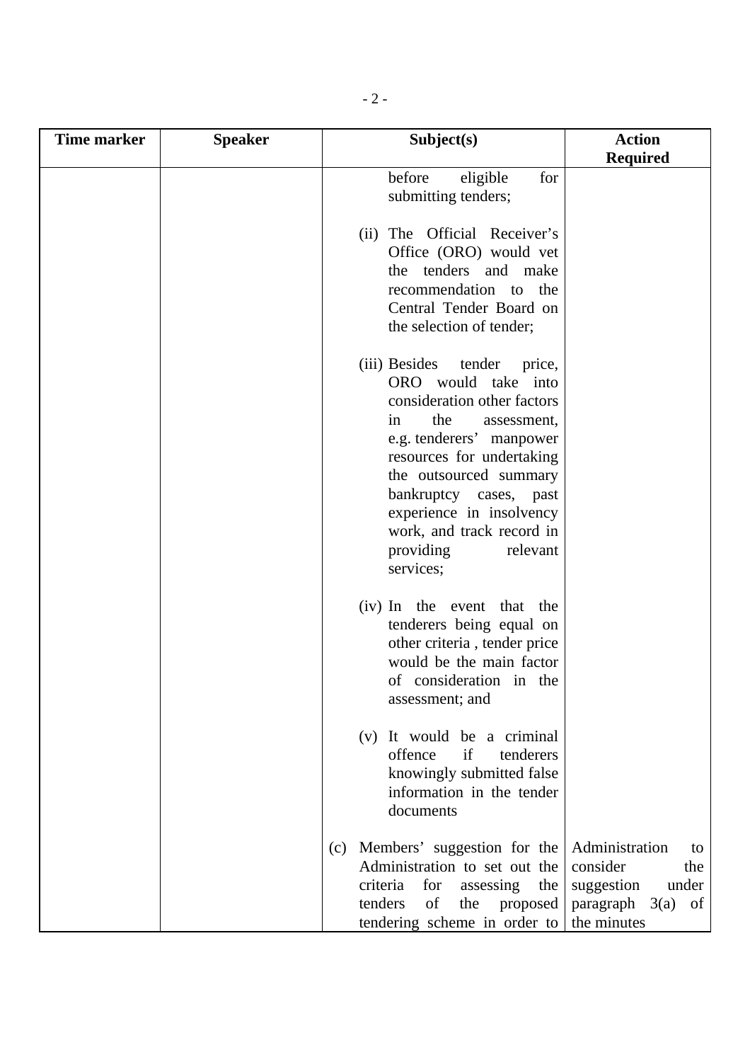| Time marker | Speaker | Subject(s) | Action Required |
|---|---|---|---|
| | | before eligible for submitting tenders;<br><br>(ii) The Official Receiver's Office (ORO) would vet the tenders and make recommendation to the Central Tender Board on the selection of tender;<br><br>(iii) Besides tender price, ORO would take into consideration other factors in the assessment, e.g. tenderers' manpower resources for undertaking the outsourced summary bankruptcy cases, past experience in insolvency work, and track record in providing relevant services;<br><br>(iv) In the event that the tenderers being equal on other criteria , tender price would be the main factor of consideration in the assessment; and<br><br>(v) It would be a criminal offence if tenderers knowingly submitted false information in the tender documents | |
| | | (c) Members' suggestion for the Administration to set out the criteria for assessing the tenders of the proposed tendering scheme in order to | Administration to consider the suggestion under paragraph 3(a) of the minutes |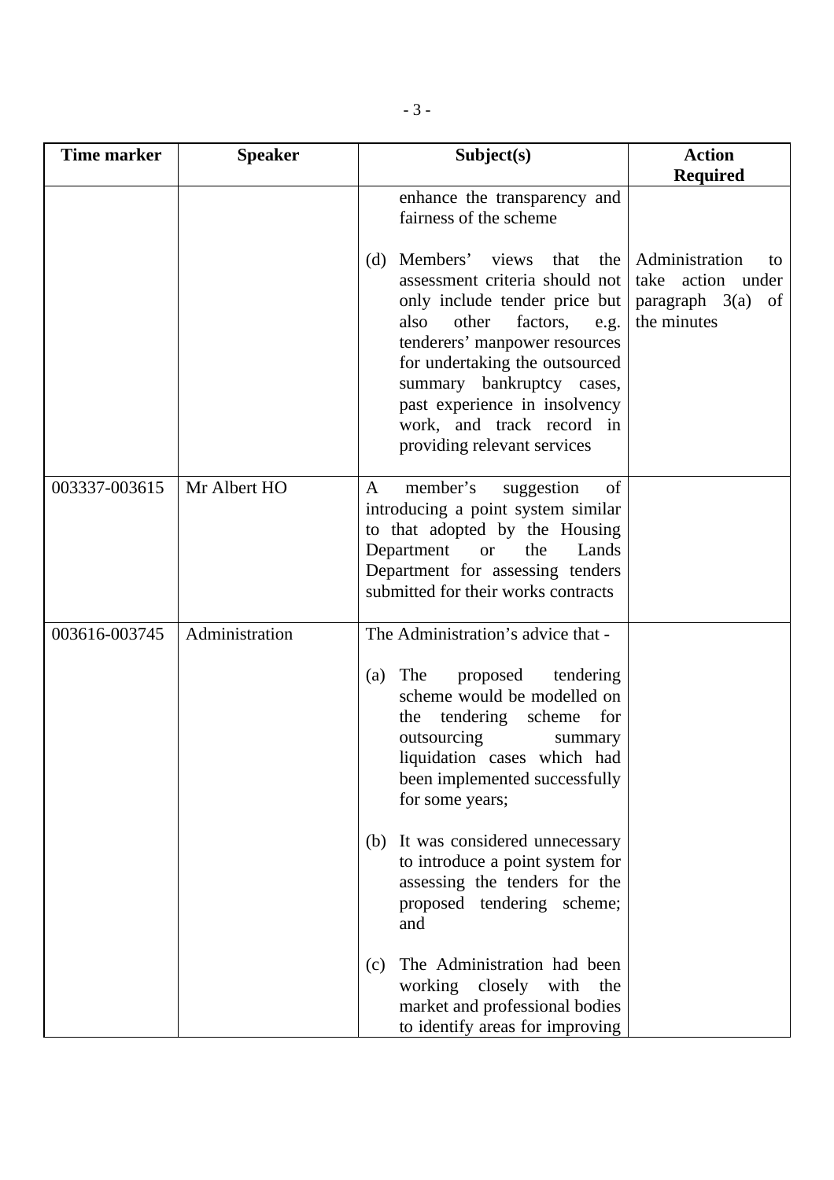| Time marker | Speaker | Subject(s) | Action Required |
|---|---|---|---|
| | | enhance the transparency and fairness of the scheme<br><br>(d) Members' views that the assessment criteria should not only include tender price but also other factors, e.g. tenderers' manpower resources for undertaking the outsourced summary bankruptcy cases, past experience in insolvency work, and track record in providing relevant services | Administration to take action under paragraph 3(a) of the minutes |
| 003337-003615 | Mr Albert HO | A member's suggestion of introducing a point system similar to that adopted by the Housing Department or the Lands Department for assessing tenders submitted for their works contracts | |
| 003616-003745 | Administration | The Administration's advice that -<br><br>(a) The proposed tendering scheme would be modelled on the tendering scheme for outsourcing summary liquidation cases which had been implemented successfully for some years;<br><br>(b) It was considered unnecessary to introduce a point system for assessing the tenders for the proposed tendering scheme; and<br><br>(c) The Administration had been working closely with the market and professional bodies to identify areas for improving | |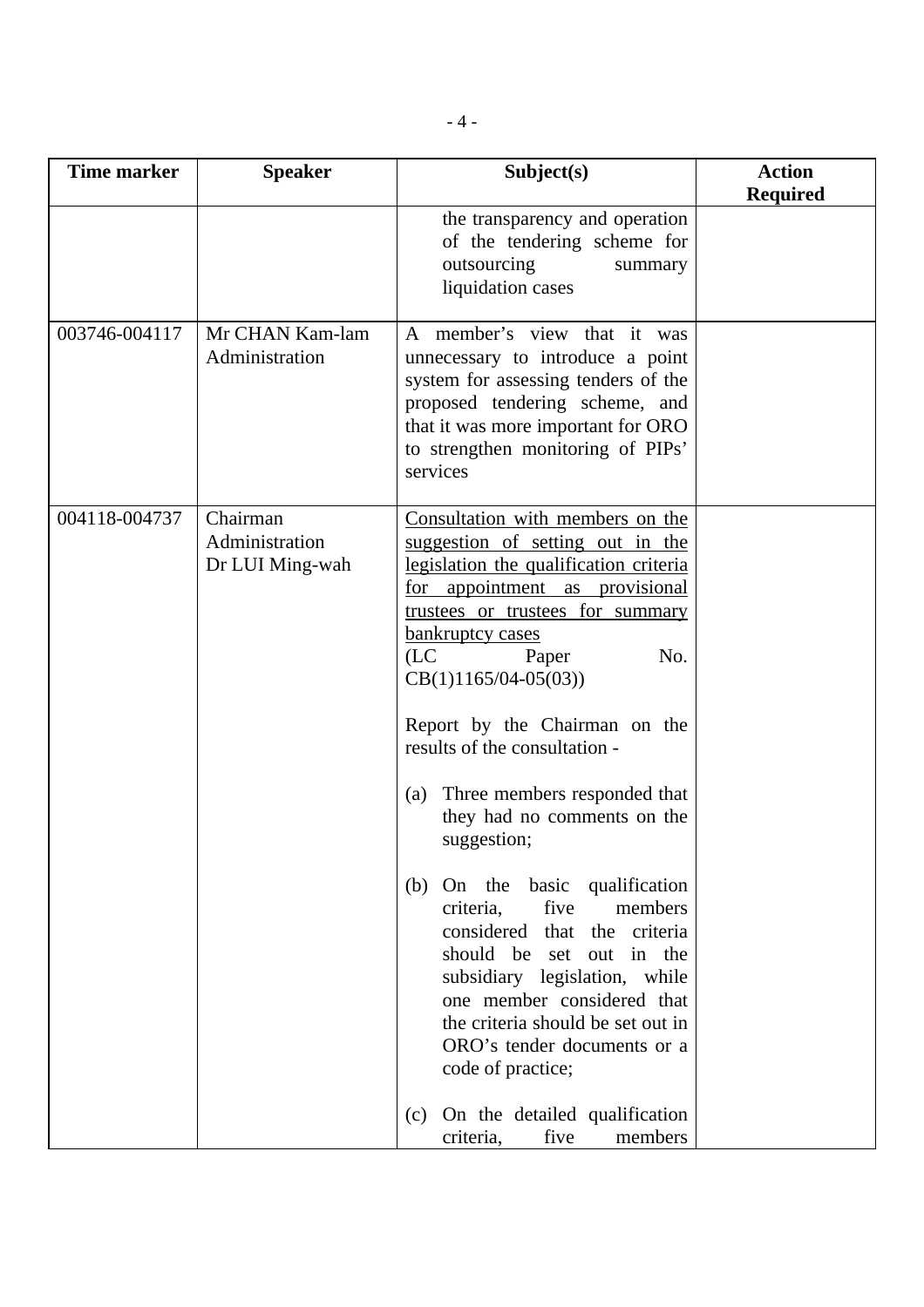| Time marker | Speaker | Subject(s) | Action Required |
|---|---|---|---|
| | | the transparency and operation of the tendering scheme for outsourcing summary liquidation cases | |
| 003746-004117 | Mr CHAN Kam-lam<br>Administration | A member's view that it was unnecessary to introduce a point system for assessing tenders of the proposed tendering scheme, and that it was more important for ORO to strengthen monitoring of PIPs' services | |
| 004118-004737 | Chairman<br>Administration<br>Dr LUI Ming-wah | <u>Consultation with members on the suggestion of setting out in the legislation the qualification criteria for appointment as provisional trustees or trustees for summary bankruptcy cases</u><br>(LC Paper No. CB(1)1165/04-05(03))<br><br>Report by the Chairman on the results of the consultation -<br><br>(a) Three members responded that they had no comments on the suggestion;<br><br>(b) On the basic qualification criteria, five members considered that the criteria should be set out in the subsidiary legislation, while one member considered that the criteria should be set out in ORO's tender documents or a code of practice;<br><br>(c) On the detailed qualification criteria, five members | |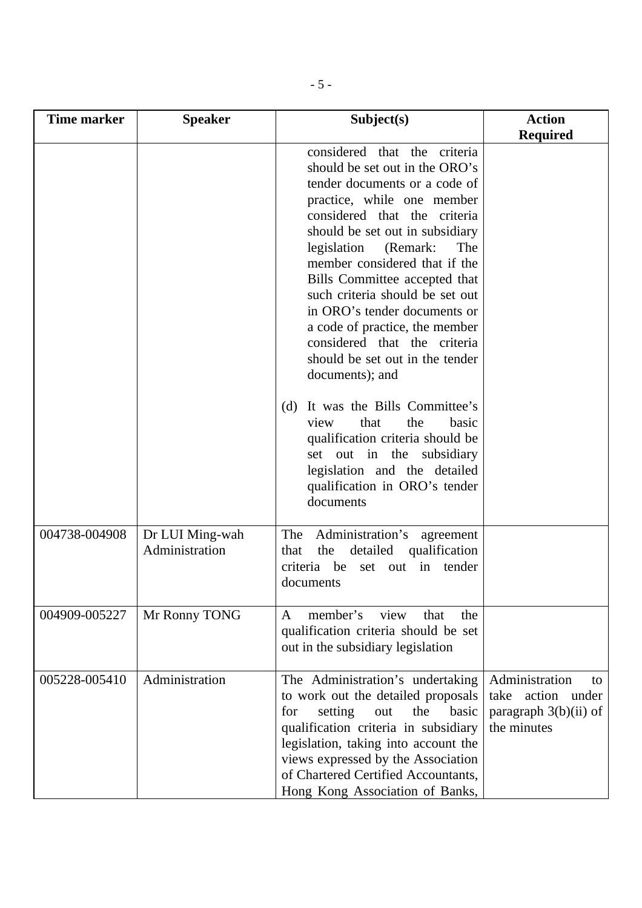| Time marker | Speaker | Subject(s) | Action Required |
|---|---|---|---|
| | | considered that the criteria should be set out in the ORO's tender documents or a code of practice, while one member considered that the criteria should be set out in subsidiary legislation (Remark: The member considered that if the Bills Committee accepted that such criteria should be set out in ORO's tender documents or a code of practice, the member considered that the criteria should be set out in the tender documents); and<br><br>(d) It was the Bills Committee's view that the basic qualification criteria should be set out in the subsidiary legislation and the detailed qualification in ORO's tender documents | |
| 004738-004908 | Dr LUI Ming-wah<br>Administration | The Administration's agreement that the detailed qualification criteria be set out in tender documents | |
| 004909-005227 | Mr Ronny TONG | A member's view that the qualification criteria should be set out in the subsidiary legislation | |
| 005228-005410 | Administration | The Administration's undertaking to work out the detailed proposals for setting out the basic qualification criteria in subsidiary legislation, taking into account the views expressed by the Association of Chartered Certified Accountants, Hong Kong Association of Banks, | Administration to take action under paragraph 3(b)(ii) of the minutes |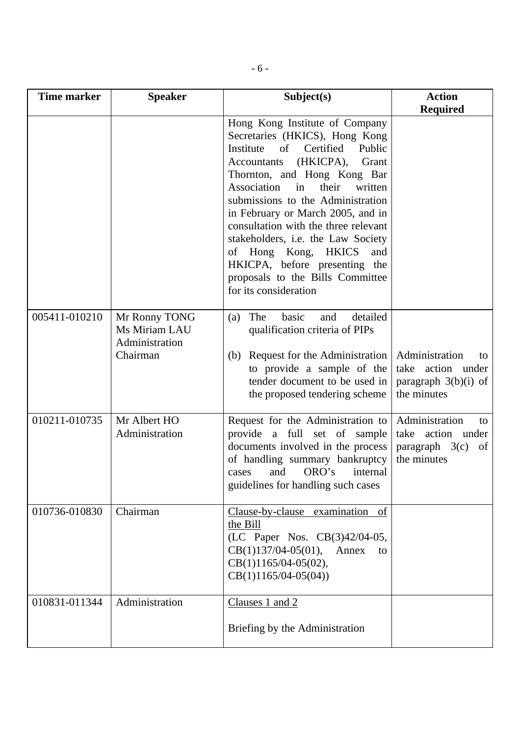| Time marker | Speaker | Subject(s) | Action Required |
|---|---|---|---|
| | | Hong Kong Institute of Company Secretaries (HKICS), Hong Kong Institute of Certified Public Accountants (HKICPA), Grant Thornton, and Hong Kong Bar Association in their written submissions to the Administration in February or March 2005, and in consultation with the three relevant stakeholders, i.e. the Law Society of Hong Kong, HKICS and HKICPA, before presenting the proposals to the Bills Committee for its consideration | |
| 005411-010210 | Mr Ronny TONG<br>Ms Miriam LAU<br>Administration<br>Chairman | (a) The basic and detailed qualification criteria of PIPs<br><br>(b) Request for the Administration to provide a sample of the tender document to be used in the proposed tendering scheme | <br><br><br>Administration to take action under paragraph 3(b)(i) of the minutes |
| 010211-010735 | Mr Albert HO<br>Administration | Request for the Administration to provide a full set of sample documents involved in the process of handling summary bankruptcy cases and ORO's internal guidelines for handling such cases | Administration to take action under paragraph 3(c) of the minutes |
| 010736-010830 | Chairman | <u>Clause-by-clause examination of the Bill</u><br>(LC Paper Nos. CB(3)42/04-05, CB(1)137/04-05(01), Annex to CB(1)1165/04-05(02), CB(1)1165/04-05(04)) | |
| 010831-011344 | Administration | <u>Clauses 1 and 2</u><br><br>Briefing by the Administration | |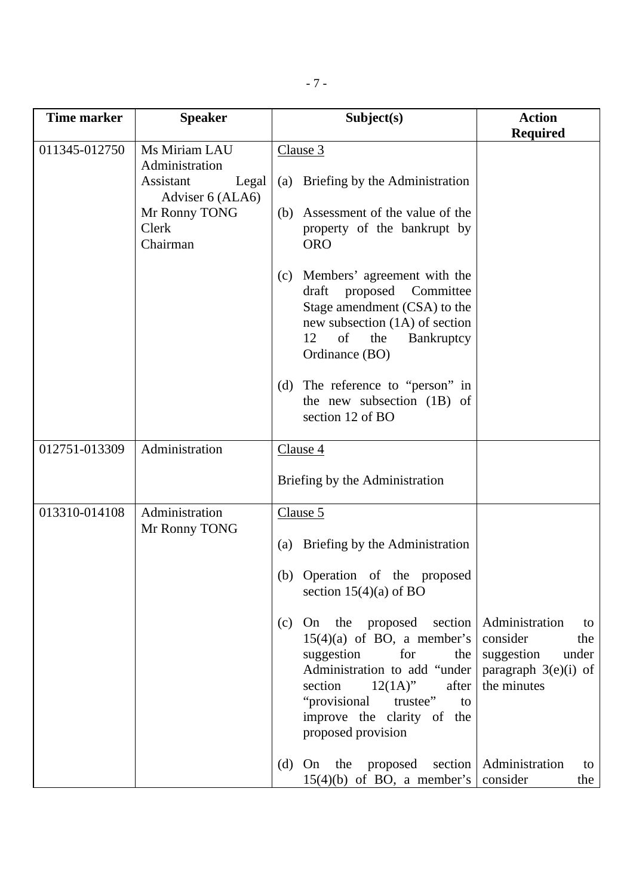| Time marker | Speaker | Subject(s) | Action Required |
|---|---|---|---|
| 011345-012750 | Ms Miriam LAU<br>Administration<br>Assistant Legal Adviser 6 (ALA6)<br>Mr Ronny TONG<br>Clerk<br>Chairman | Clause 3<br><br>(a) Briefing by the Administration<br><br>(b) Assessment of the value of the property of the bankrupt by ORO<br><br>(c) Members' agreement with the draft proposed Committee Stage amendment (CSA) to the new subsection (1A) of section 12 of the Bankruptcy Ordinance (BO)<br><br>(d) The reference to "person" in the new subsection (1B) of section 12 of BO | |
| 012751-013309 | Administration | Clause 4<br><br>Briefing by the Administration | |
| 013310-014108 | Administration<br>Mr Ronny TONG | Clause 5<br><br>(a) Briefing by the Administration<br><br>(b) Operation of the proposed section 15(4)(a) of BO<br><br>(c) On the proposed section 15(4)(a) of BO, a member's suggestion for the Administration to add "under section 12(1A)" after "provisional trustee" to improve the clarity of the proposed provision<br><br>(d) On the proposed section 15(4)(b) of BO, a member's | Administration to consider the suggestion under paragraph 3(e)(i) of the minutes<br><br>Administration to consider the |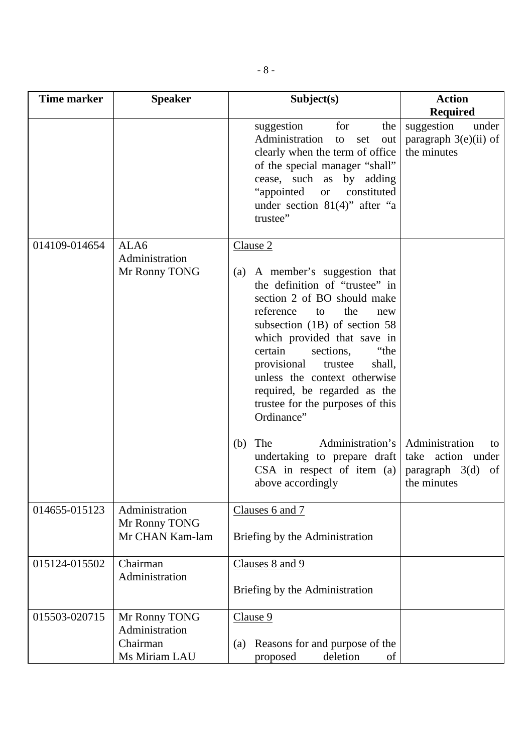| Time marker | Speaker | Subject(s) | Action Required |
|---|---|---|---|
| | | suggestion for the Administration to set out clearly when the term of office of the special manager "shall" cease, such as by adding "appointed or constituted under section 81(4)" after "a trustee" | suggestion under paragraph 3(e)(ii) of the minutes |
| 014109-014654 | ALA6<br>Administration<br>Mr Ronny TONG | <u>Clause 2</u><br><br>(a) A member's suggestion that the definition of "trustee" in section 2 of BO should make reference to the new subsection (1B) of section 58 which provided that save in certain sections, "the provisional trustee shall, unless the context otherwise required, be regarded as the trustee for the purposes of this Ordinance"<br><br>(b) The Administration's undertaking to prepare draft CSA in respect of item (a) above accordingly | <br><br><br><br><br><br><br><br><br><br>Administration to take action under paragraph 3(d) of the minutes |
| 014655-015123 | Administration<br>Mr Ronny TONG<br>Mr CHAN Kam-lam | <u>Clauses 6 and 7</u><br><br>Briefing by the Administration | |
| 015124-015502 | Chairman<br>Administration | <u>Clauses 8 and 9</u><br><br>Briefing by the Administration | |
| 015503-020715 | Mr Ronny TONG<br>Administration<br>Chairman<br>Ms Miriam LAU | <u>Clause 9</u><br><br>(a) Reasons for and purpose of the proposed deletion of | |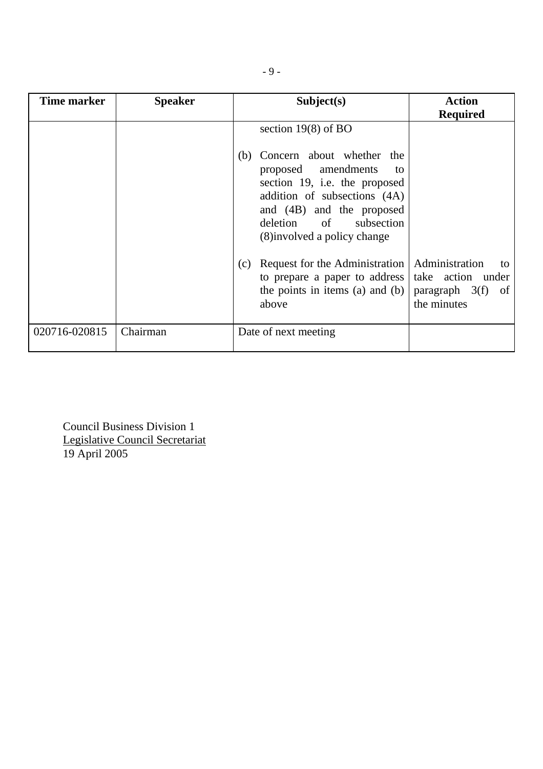| Time marker | Speaker | Subject(s) | Action Required |
|---|---|---|---|
| | | section 19(8) of BO<br><br>(b) Concern about whether the proposed amendments to section 19, i.e. the proposed addition of subsections (4A) and (4B) and the proposed deletion of subsection (8)involved a policy change | |
| | | (c) Request for the Administration to prepare a paper to address the points in items (a) and (b) above | Administration to take action under paragraph 3(f) of the minutes |
| 020716-020815 | Chairman | Date of next meeting | |

Council Business Division 1
Legislative Council Secretariat
19 April 2005